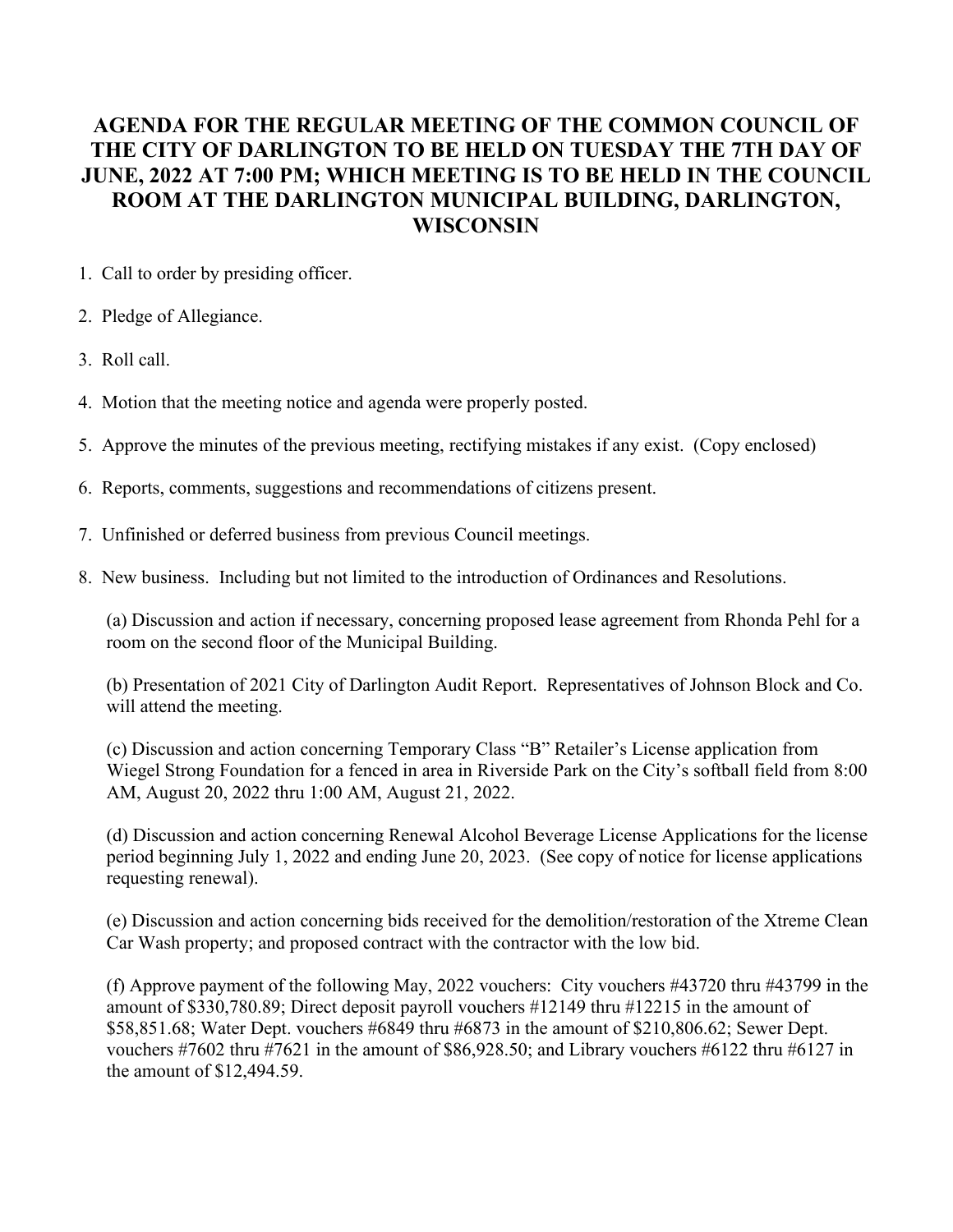# AGENDA FOR THE REGULAR MEETING OF THE COMMON COUNCIL OF THE CITY OF DARLINGTON TO BE HELD ON TUESDAY THE 7TH DAY OF JUNE, 2022 AT 7:00 PM; WHICH MEETING IS TO BE HELD IN THE COUNCIL ROOM AT THE DARLINGTON MUNICIPAL BUILDING, DARLINGTON, WISCONSIN

1. Call to order by presiding officer.
2. Pledge of Allegiance.
3. Roll call.
4. Motion that the meeting notice and agenda were properly posted.
5. Approve the minutes of the previous meeting, rectifying mistakes if any exist. (Copy enclosed)
6. Reports, comments, suggestions and recommendations of citizens present.
7. Unfinished or deferred business from previous Council meetings.
8. New business. Including but not limited to the introduction of Ordinances and Resolutions.

   (a) Discussion and action if necessary, concerning proposed lease agreement from Rhonda Pehl for a room on the second floor of the Municipal Building.

   (b) Presentation of 2021 City of Darlington Audit Report. Representatives of Johnson Block and Co. will attend the meeting.

   (c) Discussion and action concerning Temporary Class "B" Retailer's License application from Wiegel Strong Foundation for a fenced in area in Riverside Park on the City's softball field from 8:00 AM, August 20, 2022 thru 1:00 AM, August 21, 2022.

   (d) Discussion and action concerning Renewal Alcohol Beverage License Applications for the license period beginning July 1, 2022 and ending June 20, 2023. (See copy of notice for license applications requesting renewal).

   (e) Discussion and action concerning bids received for the demolition/restoration of the Xtreme Clean Car Wash property; and proposed contract with the contractor with the low bid.

   (f) Approve payment of the following May, 2022 vouchers: City vouchers #43720 thru #43799 in the amount of $330,780.89; Direct deposit payroll vouchers #12149 thru #12215 in the amount of $58,851.68; Water Dept. vouchers #6849 thru #6873 in the amount of $210,806.62; Sewer Dept. vouchers #7602 thru #7621 in the amount of $86,928.50; and Library vouchers #6122 thru #6127 in the amount of $12,494.59.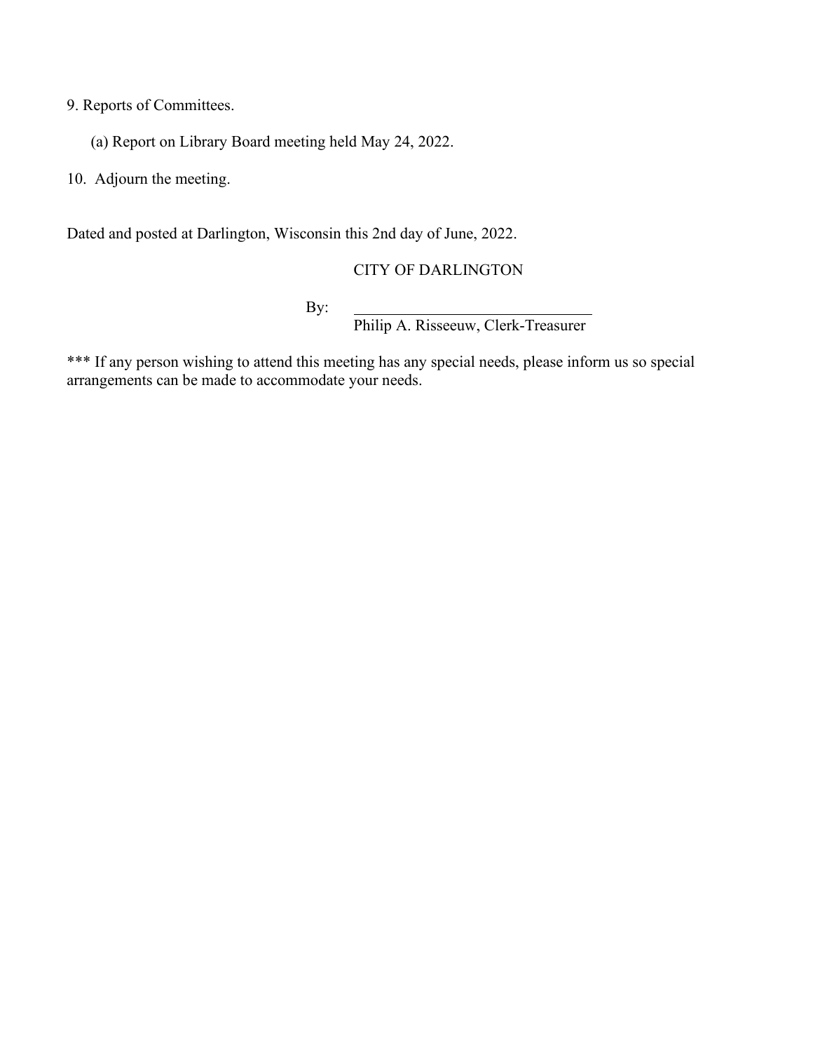9. Reports of Committees.

   (a) Report on Library Board meeting held May 24, 2022.

10. Adjourn the meeting.

Dated and posted at Darlington, Wisconsin this 2nd day of June, 2022.

CITY OF DARLINGTON

By: ______________________________
Philip A. Risseeuw, Clerk-Treasurer

*** If any person wishing to attend this meeting has any special needs, please inform us so special arrangements can be made to accommodate your needs.